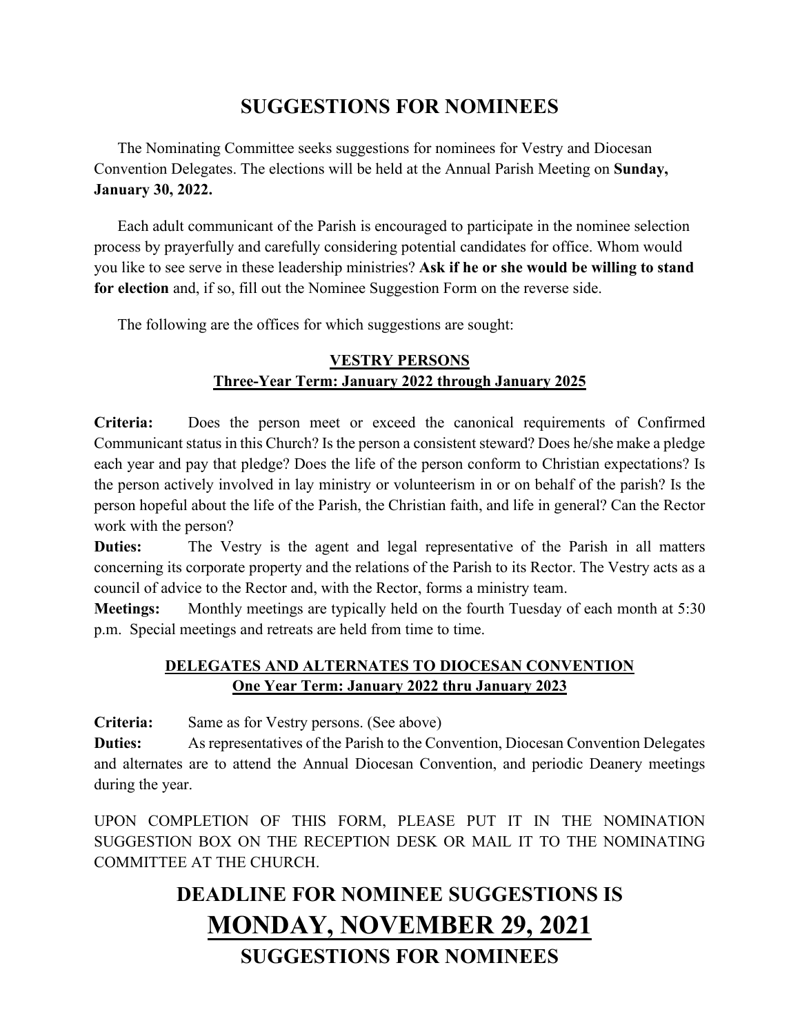# SUGGESTIONS FOR NOMINEES

The Nominating Committee seeks suggestions for nominees for Vestry and Diocesan Convention Delegates. The elections will be held at the Annual Parish Meeting on **Sunday, January 30, 2022.**

Each adult communicant of the Parish is encouraged to participate in the nominee selection process by prayerfully and carefully considering potential candidates for office. Whom would you like to see serve in these leadership ministries? **Ask if he or she would be willing to stand for election** and, if so, fill out the Nominee Suggestion Form on the reverse side.

The following are the offices for which suggestions are sought:

## VESTRY PERSONS
## Three-Year Term: January 2022 through January 2025

**Criteria:** Does the person meet or exceed the canonical requirements of Confirmed Communicant status in this Church? Is the person a consistent steward? Does he/she make a pledge each year and pay that pledge? Does the life of the person conform to Christian expectations? Is the person actively involved in lay ministry or volunteerism in or on behalf of the parish? Is the person hopeful about the life of the Parish, the Christian faith, and life in general? Can the Rector work with the person?

**Duties:** The Vestry is the agent and legal representative of the Parish in all matters concerning its corporate property and the relations of the Parish to its Rector. The Vestry acts as a council of advice to the Rector and, with the Rector, forms a ministry team.

**Meetings:** Monthly meetings are typically held on the fourth Tuesday of each month at 5:30 p.m. Special meetings and retreats are held from time to time.

## DELEGATES AND ALTERNATES TO DIOCESAN CONVENTION
## One Year Term: January 2022 thru January 2023

**Criteria:** Same as for Vestry persons. (See above)

**Duties:** As representatives of the Parish to the Convention, Diocesan Convention Delegates and alternates are to attend the Annual Diocesan Convention, and periodic Deanery meetings during the year.

UPON COMPLETION OF THIS FORM, PLEASE PUT IT IN THE NOMINATION SUGGESTION BOX ON THE RECEPTION DESK OR MAIL IT TO THE NOMINATING COMMITTEE AT THE CHURCH.

# DEADLINE FOR NOMINEE SUGGESTIONS IS
# MONDAY, NOVEMBER 29, 2021
# SUGGESTIONS FOR NOMINEES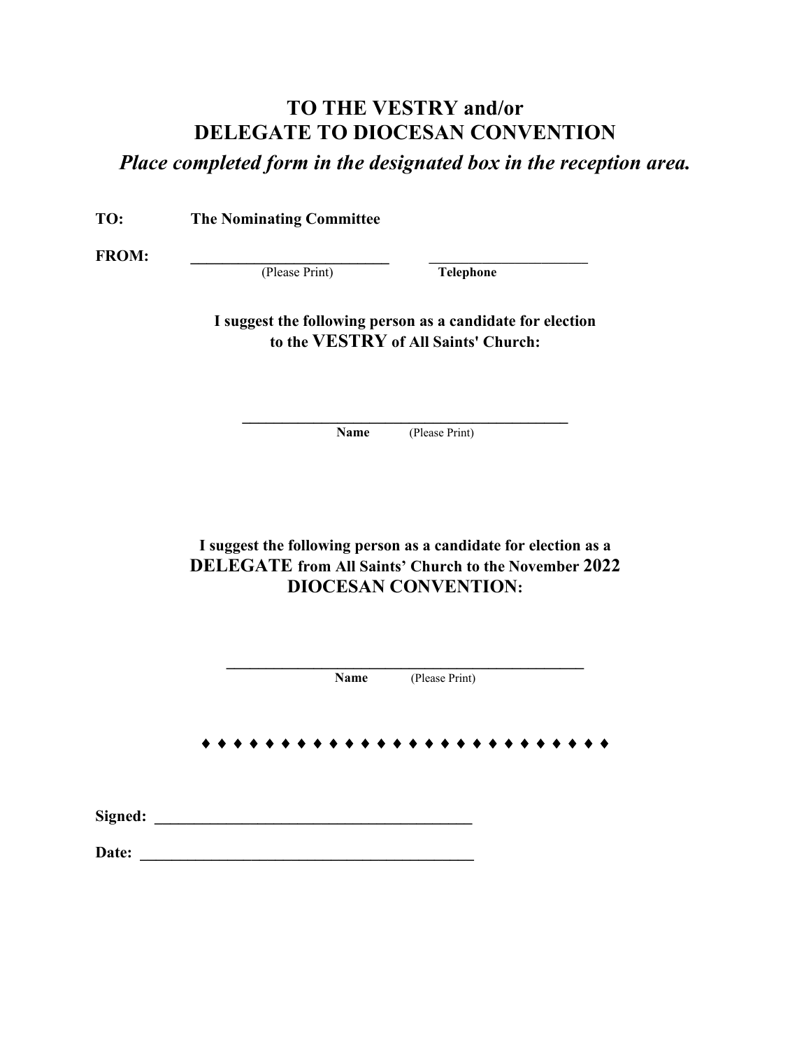# TO THE VESTRY and/or DELEGATE TO DIOCESAN CONVENTION

***Place completed form in the designated box in the reception area.***

**TO:** **The Nominating Committee**

**FROM:** ____________________________ ______________________

(Please Print) **Telephone**

**I suggest the following person as a candidate for election to the VESTRY of All Saints' Church:**

______________________________________________

**Name** (Please Print)

**I suggest the following person as a candidate for election as a DELEGATE from All Saints' Church to the November 2022 DIOCESAN CONVENTION:**

______________________________________________

**Name** (Please Print)

♦ ♦ ♦ ♦ ♦ ♦ ♦ ♦ ♦ ♦ ♦ ♦ ♦ ♦ ♦ ♦ ♦ ♦ ♦ ♦ ♦ ♦ ♦ ♦ ♦ ♦ ♦ ♦ ♦

**Signed:** _________________________________________

**Date:** ___________________________________________